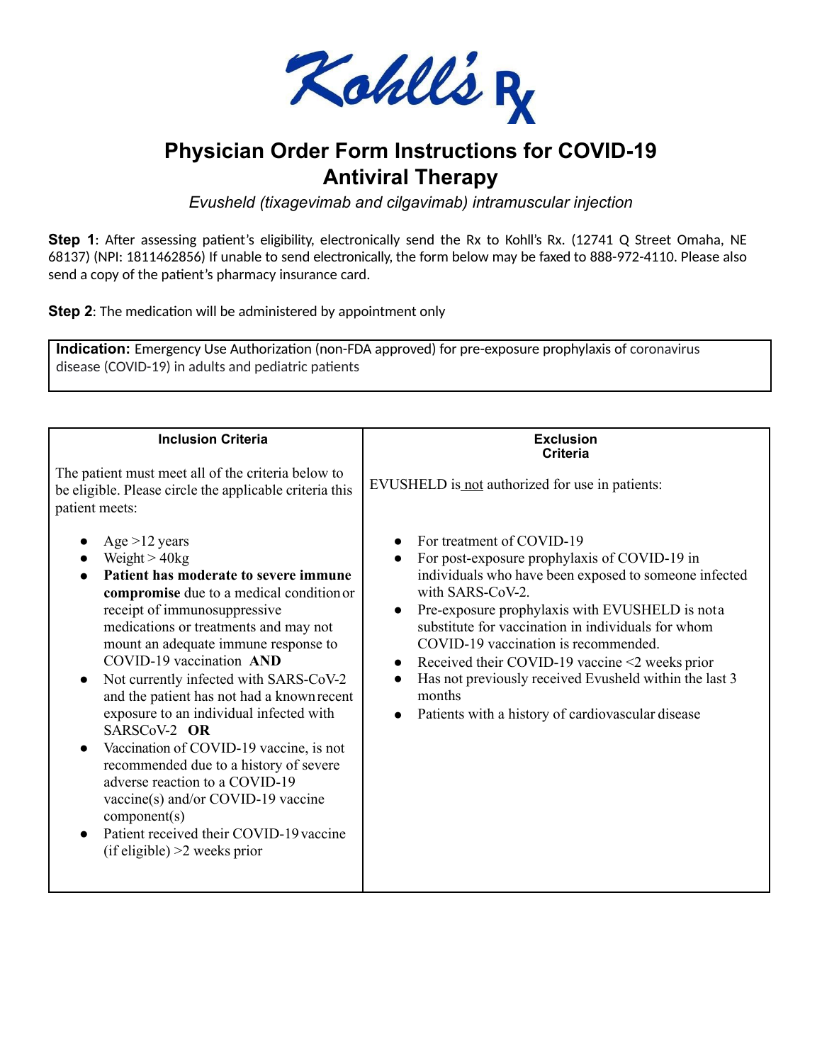Kohll's Rx

# Physician Order Form Instructions for COVID-19 Antiviral Therapy

*Evusheld (tixagevimab and cilgavimab) intramuscular injection*

**Step 1**: After assessing patient's eligibility, electronically send the Rx to Kohll's Rx. (12741 Q Street Omaha, NE 68137) (NPI: 1811462856) If unable to send electronically, the form below may be faxed to 888-972-4110. Please also send a copy of the patient's pharmacy insurance card.

**Step 2**: The medication will be administered by appointment only

**Indication:** Emergency Use Authorization (non-FDA approved) for pre-exposure prophylaxis of coronavirus disease (COVID-19) in adults and pediatric patients

| Inclusion Criteria | Exclusion Criteria |
|---|---|
| The patient must meet all of the criteria below to be eligible. Please circle the applicable criteria this patient meets:<br><br>• Age >12 years<br>• Weight > 40kg<br>• **Patient has moderate to severe immune compromise** due to a medical condition or receipt of immunosuppressive medications or treatments and may not mount an adequate immune response to COVID-19 vaccination **AND**<br>• Not currently infected with SARS-CoV-2 and the patient has not had a known recent exposure to an individual infected with SARSCoV-2 **OR**<br>• Vaccination of COVID-19 vaccine, is not recommended due to a history of severe adverse reaction to a COVID-19 vaccine(s) and/or COVID-19 vaccine component(s)<br>• Patient received their COVID-19 vaccine (if eligible) >2 weeks prior | EVUSHELD is <u>not</u> authorized for use in patients:<br><br>• For treatment of COVID-19<br>• For post-exposure prophylaxis of COVID-19 in individuals who have been exposed to someone infected with SARS-CoV-2.<br>• Pre-exposure prophylaxis with EVUSHELD is not a substitute for vaccination in individuals for whom COVID-19 vaccination is recommended.<br>• Received their COVID-19 vaccine <2 weeks prior<br>• Has not previously received Evusheld within the last 3 months<br>• Patients with a history of cardiovascular disease |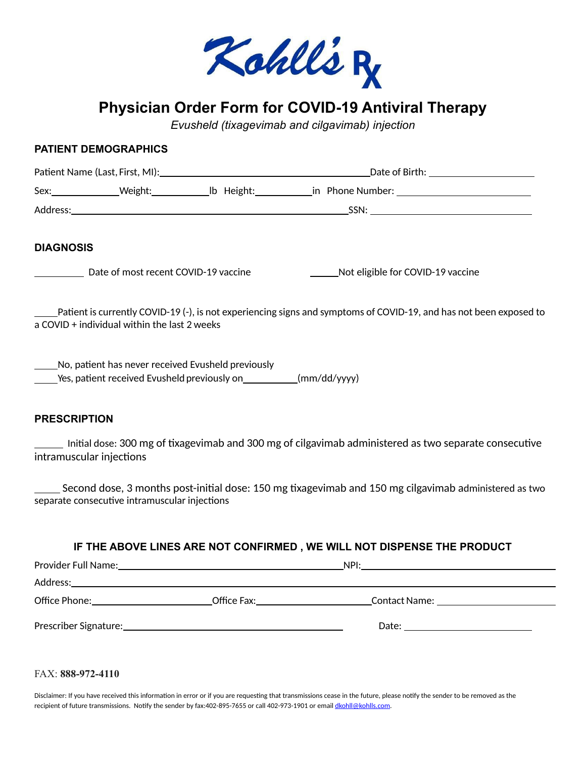Kohll's Rx

# Physician Order Form for COVID-19 Antiviral Therapy

*Evusheld (tixagevimab and cilgavimab) injection*

## PATIENT DEMOGRAPHICS

Patient Name (Last, First, MI):______________________ Date of Birth: ______________

Sex:__________ Weight:__________ lb Height:__________ in Phone Number: ______________

Address:______________________________ SSN: ______________

## DIAGNOSIS

________ Date of most recent COVID-19 vaccine ______ Not eligible for COVID-19 vaccine

_____ Patient is currently COVID-19 (-), is not experiencing signs and symptoms of COVID-19, and has not been exposed to a COVID + individual within the last 2 weeks

_____ No, patient has never received Evusheld previously

_____ Yes, patient received Evusheld previously on__________(mm/dd/yyyy)

## PRESCRIPTION

______ Initial dose: 300 mg of tixagevimab and 300 mg of cilgavimab administered as two separate consecutive intramuscular injections

_____ Second dose, 3 months post-initial dose: 150 mg tixagevimab and 150 mg cilgavimab administered as two separate consecutive intramuscular injections

**IF THE ABOVE LINES ARE NOT CONFIRMED , WE WILL NOT DISPENSE THE PRODUCT**

Provider Full Name:______________________ NPI:______________________

Address:____________________________________________

Office Phone:______________ Office Fax:______________ Contact Name: ______________

Prescriber Signature:______________________ Date: ______________

FAX: **888-972-4110**

Disclaimer: If you have received this information in error or if you are requesting that transmissions cease in the future, please notify the sender to be removed as the recipient of future transmissions. Notify the sender by fax:402-895-7655 or call 402-973-1901 or email dkohll@kohlls.com.